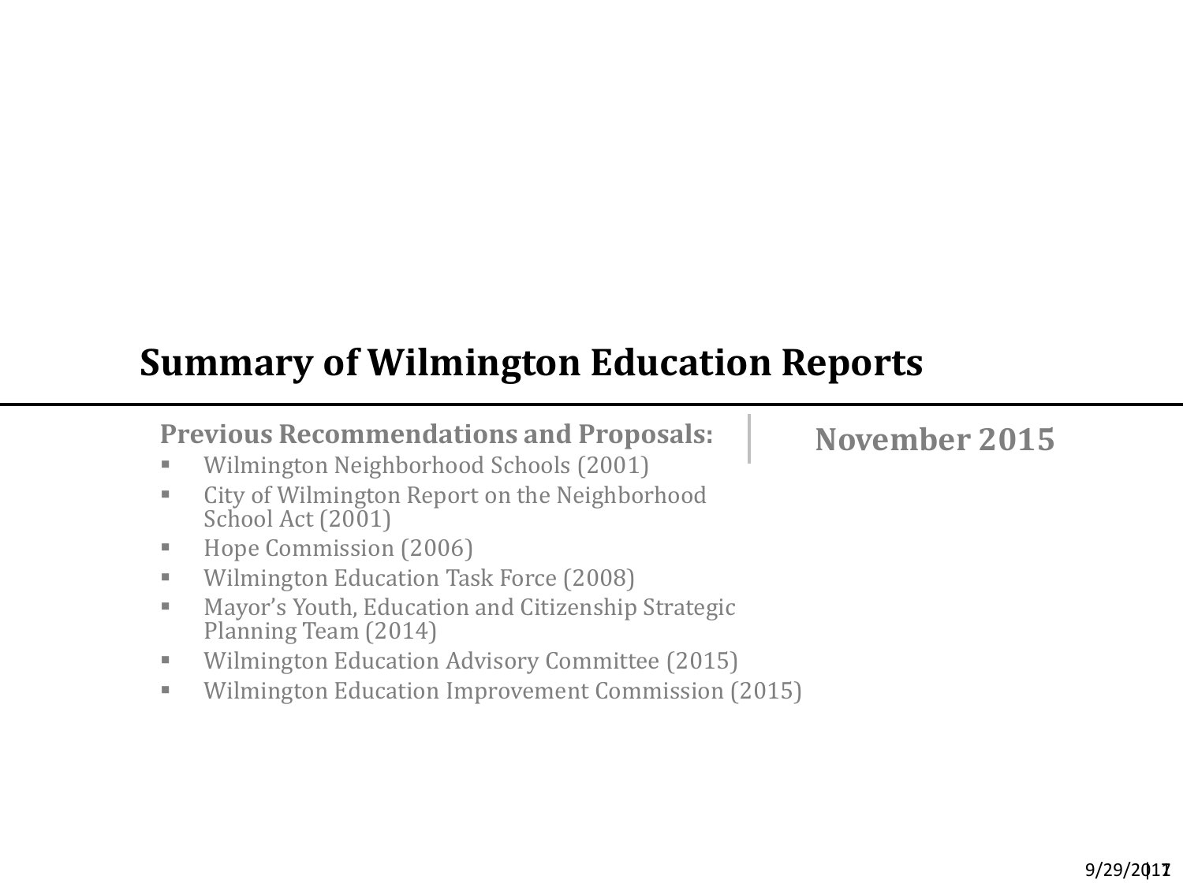# Summary of Wilmington Education Reports

**November 2015**

**Previous Recommendations and Proposals:**

- Wilmington Neighborhood Schools (2001)
- City of Wilmington Report on the Neighborhood School Act (2001)
- Hope Commission (2006)
- Wilmington Education Task Force (2008)
- Mayor's Youth, Education and Citizenship Strategic Planning Team (2014)
- Wilmington Education Advisory Committee (2015)
- Wilmington Education Improvement Commission (2015)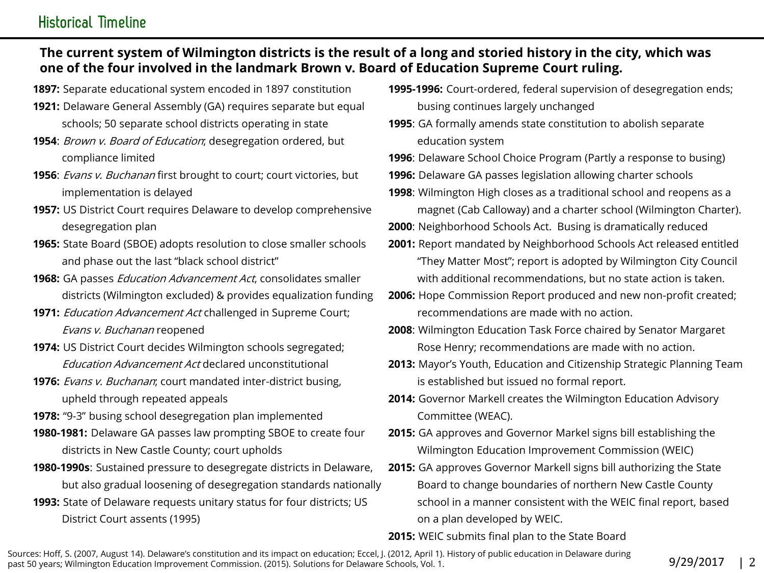## Historical Timeline

**The current system of Wilmington districts is the result of a long and storied history in the city, which was one of the four involved in the landmark Brown v. Board of Education Supreme Court ruling.**

- **1897:** Separate educational system encoded in 1897 constitution
- **1921:** Delaware General Assembly (GA) requires separate but equal schools; 50 separate school districts operating in state
- **1954**: *Brown v. Board of Education*; desegregation ordered, but compliance limited
- **1956**: *Evans v. Buchanan* first brought to court; court victories, but implementation is delayed
- **1957:** US District Court requires Delaware to develop comprehensive desegregation plan
- **1965:** State Board (SBOE) adopts resolution to close smaller schools and phase out the last "black school district"
- **1968:** GA passes *Education Advancement Act*, consolidates smaller districts (Wilmington excluded) & provides equalization funding
- **1971:** *Education Advancement Act* challenged in Supreme Court; *Evans v. Buchanan* reopened
- **1974:** US District Court decides Wilmington schools segregated; *Education Advancement Act* declared unconstitutional
- **1976:** *Evans v. Buchanan*; court mandated inter-district busing, upheld through repeated appeals
- **1978:** "9-3" busing school desegregation plan implemented
- **1980-1981:** Delaware GA passes law prompting SBOE to create four districts in New Castle County; court upholds
- **1980-1990s**: Sustained pressure to desegregate districts in Delaware, but also gradual loosening of desegregation standards nationally
- **1993:** State of Delaware requests unitary status for four districts; US District Court assents (1995)
- **1995-1996:** Court-ordered, federal supervision of desegregation ends; busing continues largely unchanged
- **1995**: GA formally amends state constitution to abolish separate education system
- **1996**: Delaware School Choice Program (Partly a response to busing)
- **1996:** Delaware GA passes legislation allowing charter schools
- **1998**: Wilmington High closes as a traditional school and reopens as a magnet (Cab Calloway) and a charter school (Wilmington Charter).
- **2000**: Neighborhood Schools Act. Busing is dramatically reduced
- **2001:** Report mandated by Neighborhood Schools Act released entitled "They Matter Most"; report is adopted by Wilmington City Council with additional recommendations, but no state action is taken.
- **2006:** Hope Commission Report produced and new non-profit created; recommendations are made with no action.
- **2008**: Wilmington Education Task Force chaired by Senator Margaret Rose Henry; recommendations are made with no action.
- **2013:** Mayor's Youth, Education and Citizenship Strategic Planning Team is established but issued no formal report.
- **2014:** Governor Markell creates the Wilmington Education Advisory Committee (WEAC).
- **2015:** GA approves and Governor Markel signs bill establishing the Wilmington Education Improvement Commission (WEIC)
- **2015:** GA approves Governor Markell signs bill authorizing the State Board to change boundaries of northern New Castle County school in a manner consistent with the WEIC final report, based on a plan developed by WEIC.
- **2015:** WEIC submits final plan to the State Board

Sources: Hoff, S. (2007, August 14). Delaware's constitution and its impact on education; Eccel, J. (2012, April 1). History of public education in Delaware during past 50 years; Wilmington Education Improvement Commission. (2015). Solutions for Delaware Schools, Vol. 1.

9/29/2017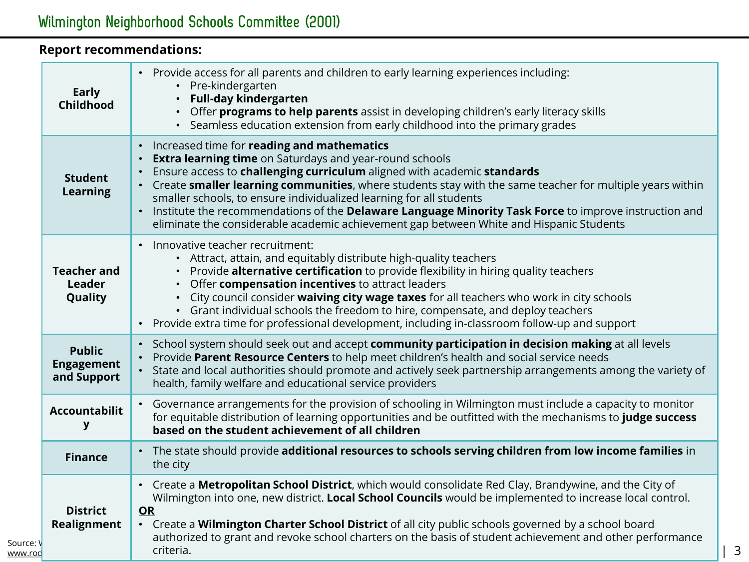## Wilmington Neighborhood Schools Committee (2001)

**Report recommendations:**

| | |
|---|---|
| **Early Childhood** | • Provide access for all parents and children to early learning experiences including:<br>  • Pre-kindergarten<br>  • **Full-day kindergarten**<br>  • Offer **programs to help parents** assist in developing children's early literacy skills<br>  • Seamless education extension from early childhood into the primary grades |
| **Student Learning** | • Increased time for **reading and mathematics**<br>• **Extra learning time** on Saturdays and year-round schools<br>• Ensure access to **challenging curriculum** aligned with academic **standards**<br>• Create **smaller learning communities**, where students stay with the same teacher for multiple years within smaller schools, to ensure individualized learning for all students<br>• Institute the recommendations of the **Delaware Language Minority Task Force** to improve instruction and eliminate the considerable academic achievement gap between White and Hispanic Students |
| **Teacher and Leader Quality** | • Innovative teacher recruitment:<br>  • Attract, attain, and equitably distribute high-quality teachers<br>  • Provide **alternative certification** to provide flexibility in hiring quality teachers<br>  • Offer **compensation incentives** to attract leaders<br>  • City council consider **waiving city wage taxes** for all teachers who work in city schools<br>  • Grant individual schools the freedom to hire, compensate, and deploy teachers<br>• Provide extra time for professional development, including in-classroom follow-up and support |
| **Public Engagement and Support** | • School system should seek out and accept **community participation in decision making** at all levels<br>• Provide **Parent Resource Centers** to help meet children's health and social service needs<br>• State and local authorities should promote and actively seek partnership arrangements among the variety of health, family welfare and educational service providers |
| **Accountability** | • Governance arrangements for the provision of schooling in Wilmington must include a capacity to monitor for equitable distribution of learning opportunities and be outfitted with the mechanisms to **judge success based on the student achievement of all children** |
| **Finance** | • The state should provide **additional resources to schools serving children from low income families** in the city |
| **District Realignment** | • Create a **Metropolitan School District**, which would consolidate Red Clay, Brandywine, and the City of Wilmington into one, new district. **Local School Councils** would be implemented to increase local control.<br>**OR**<br>• Create a **Wilmington Charter School District** of all city public schools governed by a school board authorized to grant and revoke school charters on the basis of student achievement and other performance criteria. |

Source: V
www.rod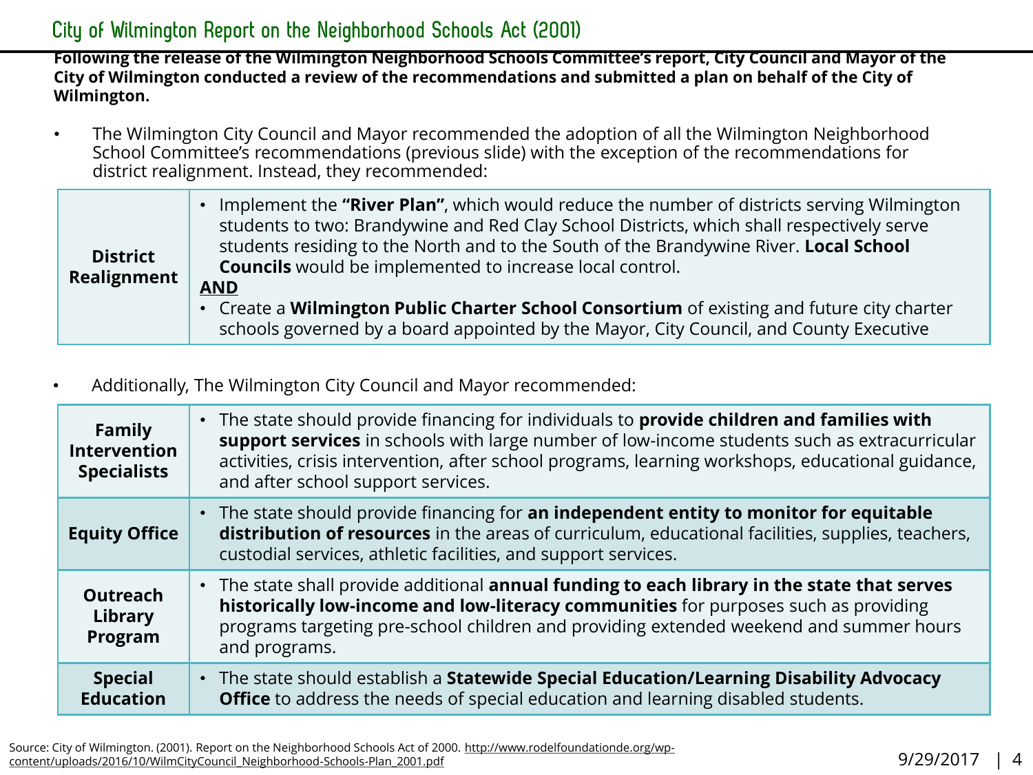# City of Wilmington Report on the Neighborhood Schools Act (2001)

**Following the release of the Wilmington Neighborhood Schools Committee's report, City Council and Mayor of the City of Wilmington conducted a review of the recommendations and submitted a plan on behalf of the City of Wilmington.**

- The Wilmington City Council and Mayor recommended the adoption of all the Wilmington Neighborhood School Committee's recommendations (previous slide) with the exception of the recommendations for district realignment. Instead, they recommended:

| | |
|---|---|
| **District Realignment** | • Implement the **"River Plan"**, which would reduce the number of districts serving Wilmington students to two: Brandywine and Red Clay School Districts, which shall respectively serve students residing to the North and to the South of the Brandywine River. **Local School Councils** would be implemented to increase local control.<br>**AND**<br>• Create a **Wilmington Public Charter School Consortium** of existing and future city charter schools governed by a board appointed by the Mayor, City Council, and County Executive |

- Additionally, The Wilmington City Council and Mayor recommended:

| | |
|---|---|
| **Family Intervention Specialists** | • The state should provide financing for individuals to **provide children and families with support services** in schools with large number of low-income students such as extracurricular activities, crisis intervention, after school programs, learning workshops, educational guidance, and after school support services. |
| **Equity Office** | • The state should provide financing for **an independent entity to monitor for equitable distribution of resources** in the areas of curriculum, educational facilities, supplies, teachers, custodial services, athletic facilities, and support services. |
| **Outreach Library Program** | • The state shall provide additional **annual funding to each library in the state that serves historically low-income and low-literacy communities** for purposes such as providing programs targeting pre-school children and providing extended weekend and summer hours and programs. |
| **Special Education** | • The state should establish a **Statewide Special Education/Learning Disability Advocacy Office** to address the needs of special education and learning disabled students. |

Source: City of Wilmington. (2001). Report on the Neighborhood Schools Act of 2000. http://www.rodelfoundationde.org/wp-content/uploads/2016/10/WilmCityCouncil_Neighborhood-Schools-Plan_2001.pdf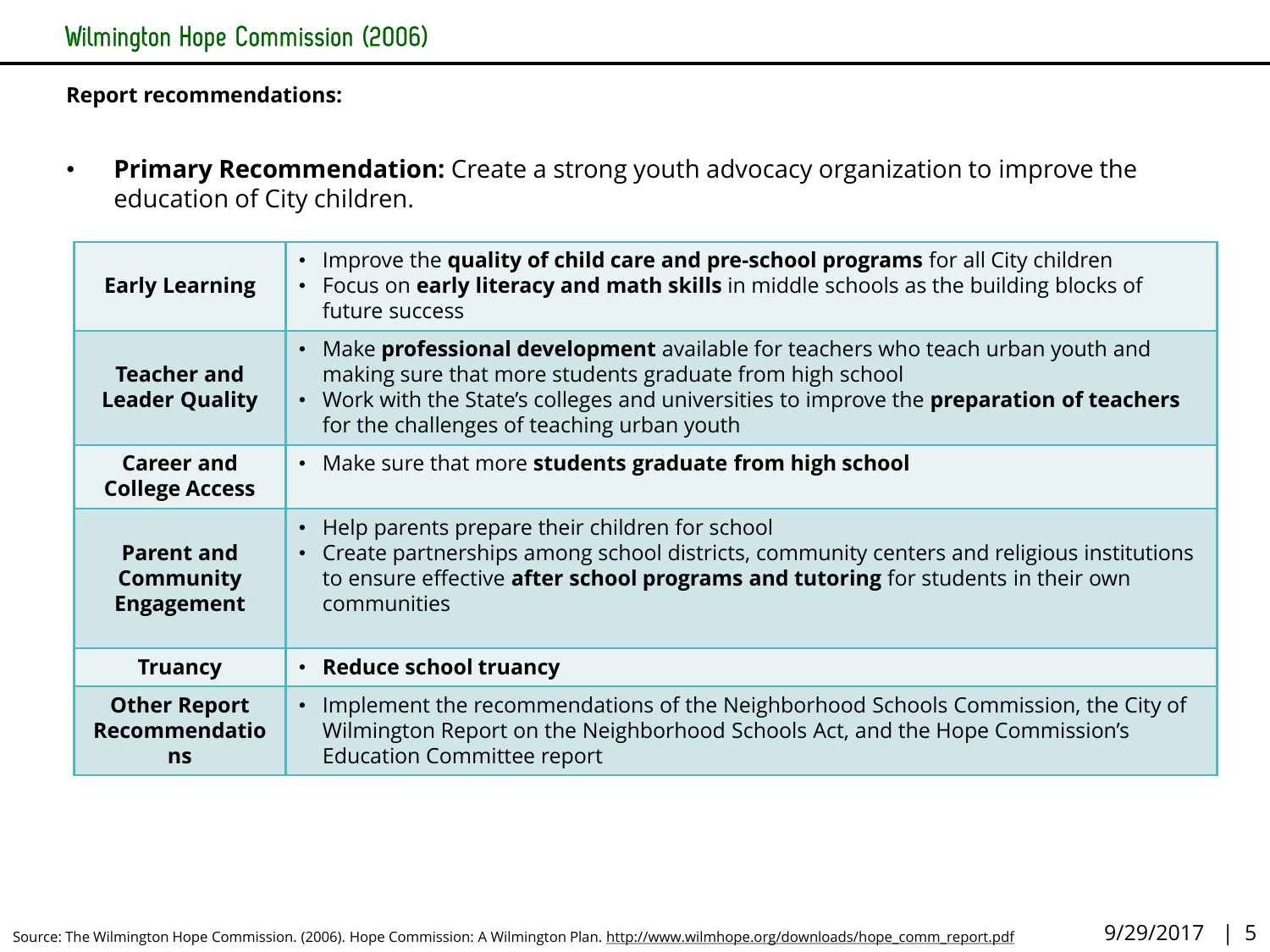# Wilmington Hope Commission (2006)

**Report recommendations:**

- **Primary Recommendation:** Create a strong youth advocacy organization to improve the education of City children.

| | |
|---|---|
| **Early Learning** | • Improve the **quality of child care and pre-school programs** for all City children<br>• Focus on **early literacy and math skills** in middle schools as the building blocks of future success |
| **Teacher and Leader Quality** | • Make **professional development** available for teachers who teach urban youth and making sure that more students graduate from high school<br>• Work with the State's colleges and universities to improve the **preparation of teachers** for the challenges of teaching urban youth |
| **Career and College Access** | • Make sure that more **students graduate from high school** |
| **Parent and Community Engagement** | • Help parents prepare their children for school<br>• Create partnerships among school districts, community centers and religious institutions to ensure effective **after school programs and tutoring** for students in their own communities |
| **Truancy** | • **Reduce school truancy** |
| **Other Report Recommendations** | • Implement the recommendations of the Neighborhood Schools Commission, the City of Wilmington Report on the Neighborhood Schools Act, and the Hope Commission's Education Committee report |

Source: The Wilmington Hope Commission. (2006). Hope Commission: A Wilmington Plan. http://www.wilmhope.org/downloads/hope_comm_report.pdf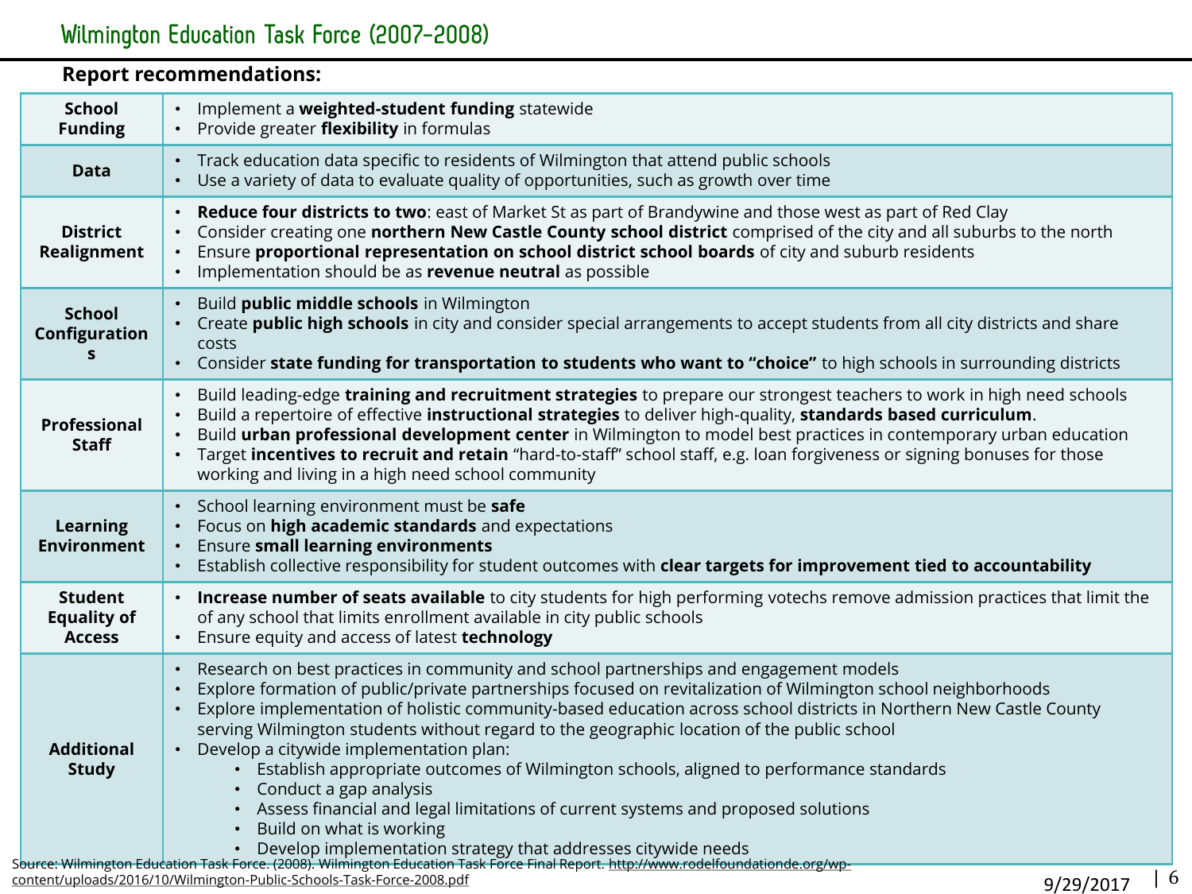# Wilmington Education Task Force (2007-2008)

**Report recommendations:**

| | |
|---|---|
| **School Funding** | • Implement a **weighted-student funding** statewide<br>• Provide greater **flexibility** in formulas |
| **Data** | • Track education data specific to residents of Wilmington that attend public schools<br>• Use a variety of data to evaluate quality of opportunities, such as growth over time |
| **District Realignment** | • **Reduce four districts to two**: east of Market St as part of Brandywine and those west as part of Red Clay<br>• Consider creating one **northern New Castle County school district** comprised of the city and all suburbs to the north<br>• Ensure **proportional representation on school district school boards** of city and suburb residents<br>• Implementation should be as **revenue neutral** as possible |
| **School Configurations** | • Build **public middle schools** in Wilmington<br>• Create **public high schools** in city and consider special arrangements to accept students from all city districts and share costs<br>• Consider **state funding for transportation to students who want to "choice"** to high schools in surrounding districts |
| **Professional Staff** | • Build leading-edge **training and recruitment strategies** to prepare our strongest teachers to work in high need schools<br>• Build a repertoire of effective **instructional strategies** to deliver high-quality, **standards based curriculum**.<br>• Build **urban professional development center** in Wilmington to model best practices in contemporary urban education<br>• Target **incentives to recruit and retain** "hard-to-staff" school staff, e.g. loan forgiveness or signing bonuses for those working and living in a high need school community |
| **Learning Environment** | • School learning environment must be **safe**<br>• Focus on **high academic standards** and expectations<br>• Ensure **small learning environments**<br>• Establish collective responsibility for student outcomes with **clear targets for improvement tied to accountability** |
| **Student Equality of Access** | • **Increase number of seats available** to city students for high performing votechs remove admission practices that limit the of any school that limits enrollment available in city public schools<br>• Ensure equity and access of latest **technology** |
| **Additional Study** | • Research on best practices in community and school partnerships and engagement models<br>• Explore formation of public/private partnerships focused on revitalization of Wilmington school neighborhoods<br>• Explore implementation of holistic community-based education across school districts in Northern New Castle County serving Wilmington students without regard to the geographic location of the public school<br>• Develop a citywide implementation plan:<br>&nbsp;&nbsp;&nbsp;&nbsp;• Establish appropriate outcomes of Wilmington schools, aligned to performance standards<br>&nbsp;&nbsp;&nbsp;&nbsp;• Conduct a gap analysis<br>&nbsp;&nbsp;&nbsp;&nbsp;• Assess financial and legal limitations of current systems and proposed solutions<br>&nbsp;&nbsp;&nbsp;&nbsp;• Build on what is working<br>&nbsp;&nbsp;&nbsp;&nbsp;• Develop implementation strategy that addresses citywide needs |

Source: Wilmington Education Task Force. (2008). Wilmington Education Task Force Final Report. http://www.rodelfoundationde.org/wp-content/uploads/2016/10/Wilmington-Public-Schools-Task-Force-2008.pdf

9/29/2017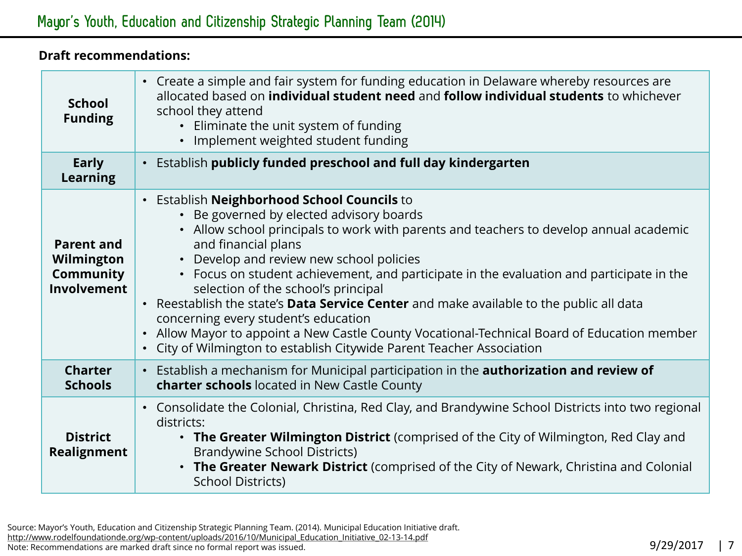# Mayor's Youth, Education and Citizenship Strategic Planning Team (2014)

**Draft recommendations:**

| | |
|---|---|
| **School Funding** | • Create a simple and fair system for funding education in Delaware whereby resources are allocated based on **individual student need** and **follow individual students** to whichever school they attend<br>  ◦ Eliminate the unit system of funding<br>  ◦ Implement weighted student funding |
| **Early Learning** | • Establish **publicly funded preschool and full day kindergarten** |
| **Parent and Wilmington Community Involvement** | • Establish **Neighborhood School Councils** to<br>  ◦ Be governed by elected advisory boards<br>  ◦ Allow school principals to work with parents and teachers to develop annual academic and financial plans<br>  ◦ Develop and review new school policies<br>  ◦ Focus on student achievement, and participate in the evaluation and participate in the selection of the school's principal<br>• Reestablish the state's **Data Service Center** and make available to the public all data concerning every student's education<br>• Allow Mayor to appoint a New Castle County Vocational-Technical Board of Education member<br>• City of Wilmington to establish Citywide Parent Teacher Association |
| **Charter Schools** | • Establish a mechanism for Municipal participation in the **authorization and review of charter schools** located in New Castle County |
| **District Realignment** | • Consolidate the Colonial, Christina, Red Clay, and Brandywine School Districts into two regional districts:<br>  ◦ **The Greater Wilmington District** (comprised of the City of Wilmington, Red Clay and Brandywine School Districts)<br>  ◦ **The Greater Newark District** (comprised of the City of Newark, Christina and Colonial School Districts) |

Source: Mayor's Youth, Education and Citizenship Strategic Planning Team. (2014). Municipal Education Initiative draft. http://www.rodelfoundationde.org/wp-content/uploads/2016/10/Municipal_Education_Initiative_02-13-14.pdf
Note: Recommendations are marked draft since no formal report was issued.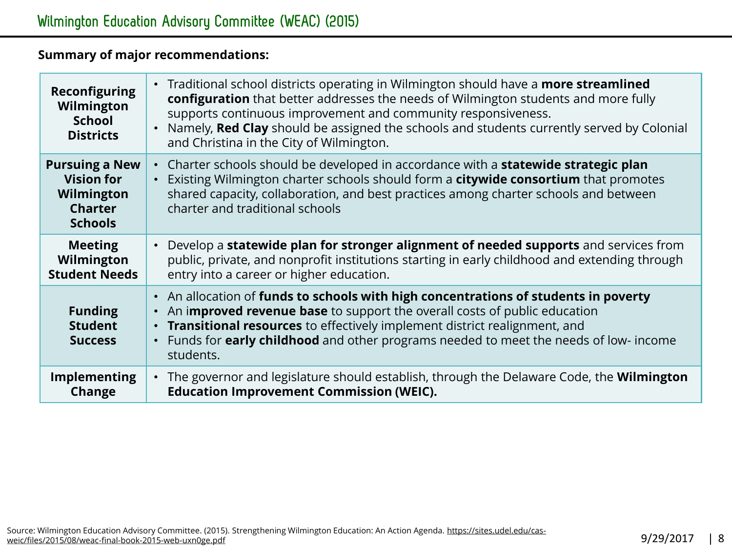# Wilmington Education Advisory Committee (WEAC) (2015)

**Summary of major recommendations:**

| | |
|---|---|
| **Reconfiguring Wilmington School Districts** | • Traditional school districts operating in Wilmington should have a **more streamlined configuration** that better addresses the needs of Wilmington students and more fully supports continuous improvement and community responsiveness.<br>• Namely, **Red Clay** should be assigned the schools and students currently served by Colonial and Christina in the City of Wilmington. |
| **Pursuing a New Vision for Wilmington Charter Schools** | • Charter schools should be developed in accordance with a **statewide strategic plan**<br>• Existing Wilmington charter schools should form a **citywide consortium** that promotes shared capacity, collaboration, and best practices among charter schools and between charter and traditional schools |
| **Meeting Wilmington Student Needs** | • Develop a **statewide plan for stronger alignment of needed supports** and services from public, private, and nonprofit institutions starting in early childhood and extending through entry into a career or higher education. |
| **Funding Student Success** | • An allocation of **funds to schools with high concentrations of students in poverty**<br>• An i**mproved revenue base** to support the overall costs of public education<br>• **Transitional resources** to effectively implement district realignment, and<br>• Funds for **early childhood** and other programs needed to meet the needs of low- income students. |
| **Implementing Change** | • The governor and legislature should establish, through the Delaware Code, the **Wilmington Education Improvement Commission (WEIC).** |

Source: Wilmington Education Advisory Committee. (2015). Strengthening Wilmington Education: An Action Agenda. https://sites.udel.edu/cas-weic/files/2015/08/weac-final-book-2015-web-uxn0ge.pdf

9/29/2017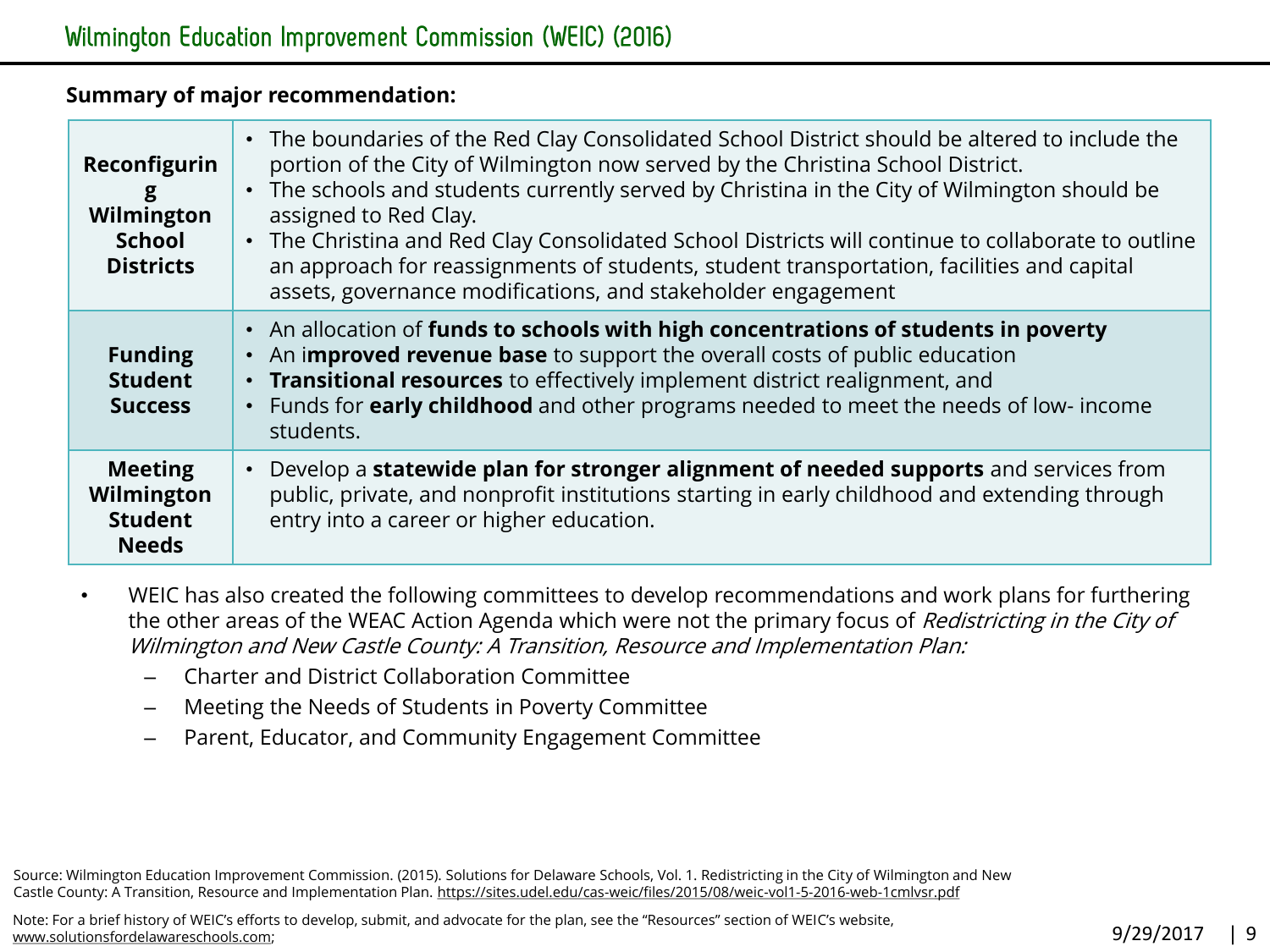# Wilmington Education Improvement Commission (WEIC) (2016)

**Summary of major recommendation:**

| | |
|---|---|
| **Reconfiguring Wilmington School Districts** | • The boundaries of the Red Clay Consolidated School District should be altered to include the portion of the City of Wilmington now served by the Christina School District.<br>• The schools and students currently served by Christina in the City of Wilmington should be assigned to Red Clay.<br>• The Christina and Red Clay Consolidated School Districts will continue to collaborate to outline an approach for reassignments of students, student transportation, facilities and capital assets, governance modifications, and stakeholder engagement |
| **Funding Student Success** | • An allocation of **funds to schools with high concentrations of students in poverty**<br>• An i**mproved revenue base** to support the overall costs of public education<br>• **Transitional resources** to effectively implement district realignment, and<br>• Funds for **early childhood** and other programs needed to meet the needs of low- income students. |
| **Meeting Wilmington Student Needs** | • Develop a **statewide plan for stronger alignment of needed supports** and services from public, private, and nonprofit institutions starting in early childhood and extending through entry into a career or higher education. |

- WEIC has also created the following committees to develop recommendations and work plans for furthering the other areas of the WEAC Action Agenda which were not the primary focus of *Redistricting in the City of Wilmington and New Castle County: A Transition, Resource and Implementation Plan:*
  - Charter and District Collaboration Committee
  - Meeting the Needs of Students in Poverty Committee
  - Parent, Educator, and Community Engagement Committee

Source: Wilmington Education Improvement Commission. (2015). Solutions for Delaware Schools, Vol. 1. Redistricting in the City of Wilmington and New Castle County: A Transition, Resource and Implementation Plan. https://sites.udel.edu/cas-weic/files/2015/08/weic-vol1-5-2016-web-1cmlvsr.pdf

Note: For a brief history of WEIC's efforts to develop, submit, and advocate for the plan, see the "Resources" section of WEIC's website, www.solutionsfordelawareschools.com;

9/29/2017